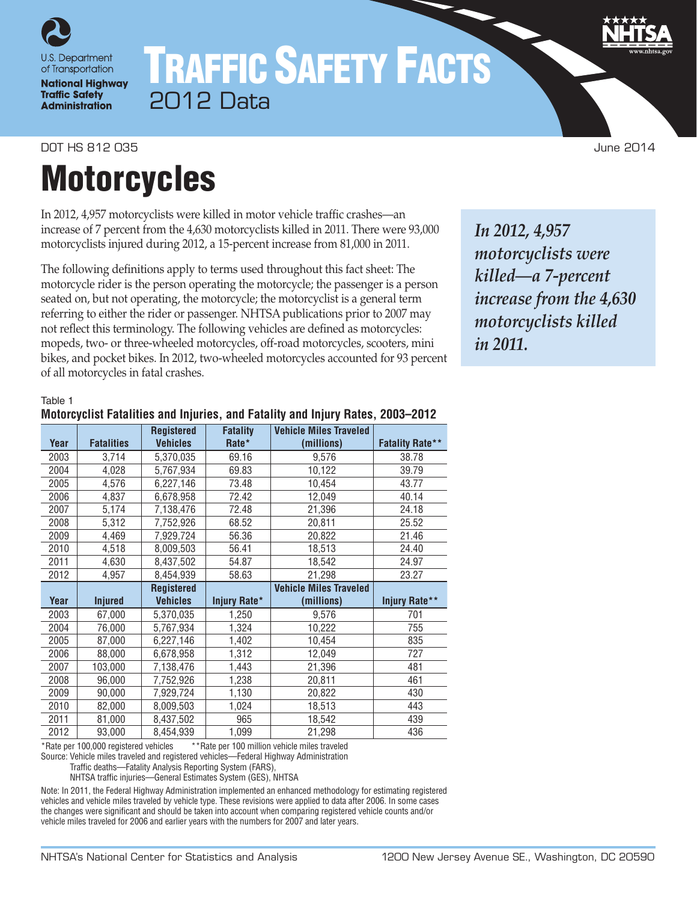U.S. Department of Transportation

National Highway Traffic Safety Administration

# TRAFFIC SAFETY FACTS

2012 Data

DOT HS 812 035 June 2014

# Motorcycles

In 2012, 4,957 motorcyclists were killed in motor vehicle traffic crashes—an increase of 7 percent from the 4,630 motorcyclists killed in 2011. There were 93,000 motorcyclists injured during 2012, a 15-percent increase from 81,000 in 2011.

The following definitions apply to terms used throughout this fact sheet: The motorcycle rider is the person operating the motorcycle; the passenger is a person seated on, but not operating, the motorcycle; the motorcyclist is a general term referring to either the rider or passenger. NHTSA publications prior to 2007 may not reflect this terminology. The following vehicles are defined as motorcycles: mopeds, two- or three-wheeled motorcycles, off-road motorcycles, scooters, mini bikes, and pocket bikes. In 2012, two-wheeled motorcycles accounted for 93 percent of all motorcycles in fatal crashes.

*In 2012, 4,957 motorcyclists were killed—a 7-percent increase from the 4,630 motorcyclists killed in 2011.*

Table 1

**Motorcyclist Fatalities and Injuries, and Fatality and Injury Rates, 2003–2012**

| Year | Fatalities | Registered Vehicles | Fatality Rate* | Vehicle Miles Traveled (millions) | Fatality Rate** |
|---|---|---|---|---|---|
| 2003 | 3,714 | 5,370,035 | 69.16 | 9,576 | 38.78 |
| 2004 | 4,028 | 5,767,934 | 69.83 | 10,122 | 39.79 |
| 2005 | 4,576 | 6,227,146 | 73.48 | 10,454 | 43.77 |
| 2006 | 4,837 | 6,678,958 | 72.42 | 12,049 | 40.14 |
| 2007 | 5,174 | 7,138,476 | 72.48 | 21,396 | 24.18 |
| 2008 | 5,312 | 7,752,926 | 68.52 | 20,811 | 25.52 |
| 2009 | 4,469 | 7,929,724 | 56.36 | 20,822 | 21.46 |
| 2010 | 4,518 | 8,009,503 | 56.41 | 18,513 | 24.40 |
| 2011 | 4,630 | 8,437,502 | 54.87 | 18,542 | 24.97 |
| 2012 | 4,957 | 8,454,939 | 58.63 | 21,298 | 23.27 |
| **Year** | **Injured** | **Registered Vehicles** | **Injury Rate*** | **Vehicle Miles Traveled (millions)** | **Injury Rate**** |
| 2003 | 67,000 | 5,370,035 | 1,250 | 9,576 | 701 |
| 2004 | 76,000 | 5,767,934 | 1,324 | 10,222 | 755 |
| 2005 | 87,000 | 6,227,146 | 1,402 | 10,454 | 835 |
| 2006 | 88,000 | 6,678,958 | 1,312 | 12,049 | 727 |
| 2007 | 103,000 | 7,138,476 | 1,443 | 21,396 | 481 |
| 2008 | 96,000 | 7,752,926 | 1,238 | 20,811 | 461 |
| 2009 | 90,000 | 7,929,724 | 1,130 | 20,822 | 430 |
| 2010 | 82,000 | 8,009,503 | 1,024 | 18,513 | 443 |
| 2011 | 81,000 | 8,437,502 | 965 | 18,542 | 439 |
| 2012 | 93,000 | 8,454,939 | 1,099 | 21,298 | 436 |

*Rate per 100,000 registered vehicles **Rate per 100 million vehicle miles traveled

Source: Vehicle miles traveled and registered vehicles—Federal Highway Administration
Traffic deaths—Fatality Analysis Reporting System (FARS),
NHTSA traffic injuries—General Estimates System (GES), NHTSA

Note: In 2011, the Federal Highway Administration implemented an enhanced methodology for estimating registered vehicles and vehicle miles traveled by vehicle type. These revisions were applied to data after 2006. In some cases the changes were significant and should be taken into account when comparing registered vehicle counts and/or vehicle miles traveled for 2006 and earlier years with the numbers for 2007 and later years.

NHTSA's National Center for Statistics and Analysis 1200 New Jersey Avenue SE., Washington, DC 20590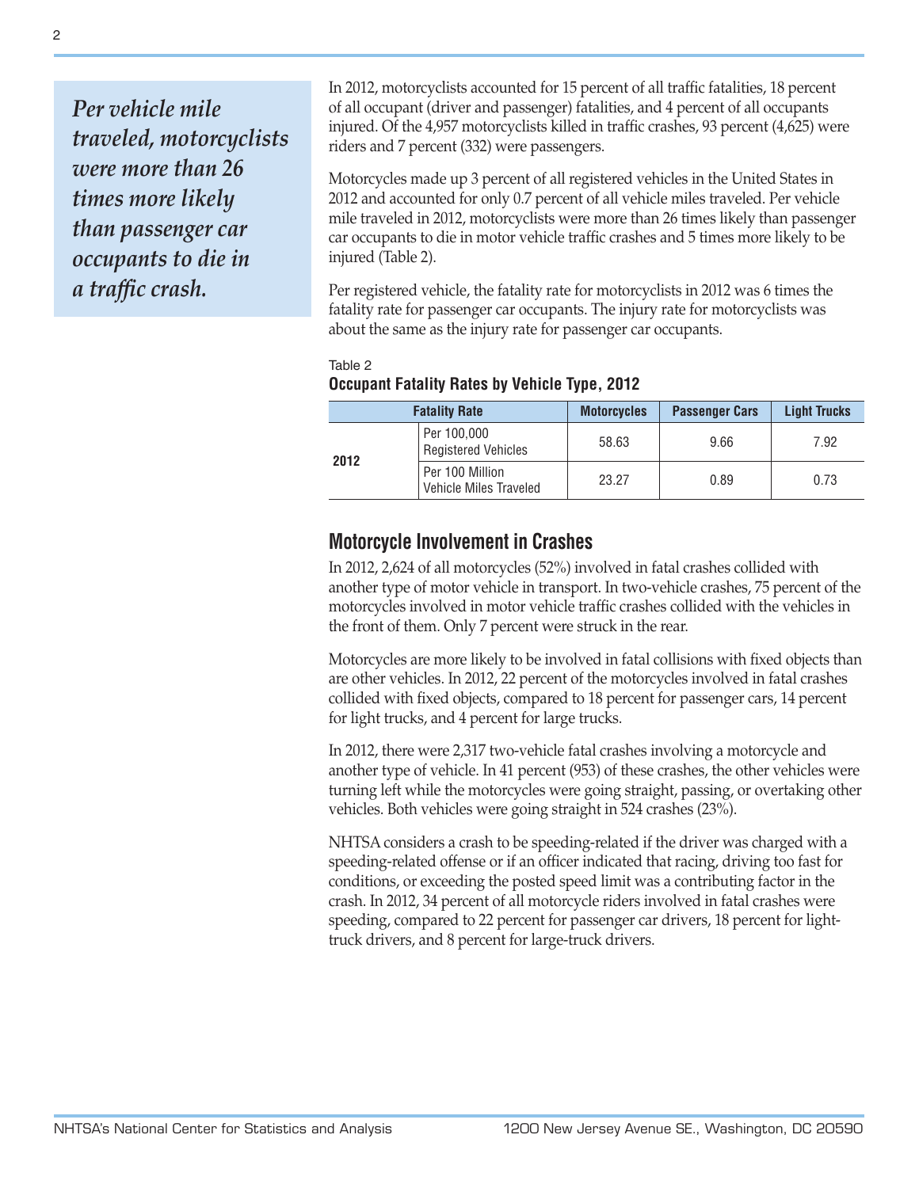*Per vehicle mile traveled, motorcyclists were more than 26 times more likely than passenger car occupants to die in a traffic crash.*

In 2012, motorcyclists accounted for 15 percent of all traffic fatalities, 18 percent of all occupant (driver and passenger) fatalities, and 4 percent of all occupants injured. Of the 4,957 motorcyclists killed in traffic crashes, 93 percent (4,625) were riders and 7 percent (332) were passengers.

Motorcycles made up 3 percent of all registered vehicles in the United States in 2012 and accounted for only 0.7 percent of all vehicle miles traveled. Per vehicle mile traveled in 2012, motorcyclists were more than 26 times likely than passenger car occupants to die in motor vehicle traffic crashes and 5 times more likely to be injured (Table 2).

Per registered vehicle, the fatality rate for motorcyclists in 2012 was 6 times the fatality rate for passenger car occupants. The injury rate for motorcyclists was about the same as the injury rate for passenger car occupants.

Table 2
**Occupant Fatality Rates by Vehicle Type, 2012**

| Fatality Rate | | Motorcycles | Passenger Cars | Light Trucks |
|---|---|---|---|---|
| 2012 | Per 100,000 Registered Vehicles | 58.63 | 9.66 | 7.92 |
| | Per 100 Million Vehicle Miles Traveled | 23.27 | 0.89 | 0.73 |

## Motorcycle Involvement in Crashes

In 2012, 2,624 of all motorcycles (52%) involved in fatal crashes collided with another type of motor vehicle in transport. In two-vehicle crashes, 75 percent of the motorcycles involved in motor vehicle traffic crashes collided with the vehicles in the front of them. Only 7 percent were struck in the rear.

Motorcycles are more likely to be involved in fatal collisions with fixed objects than are other vehicles. In 2012, 22 percent of the motorcycles involved in fatal crashes collided with fixed objects, compared to 18 percent for passenger cars, 14 percent for light trucks, and 4 percent for large trucks.

In 2012, there were 2,317 two-vehicle fatal crashes involving a motorcycle and another type of vehicle. In 41 percent (953) of these crashes, the other vehicles were turning left while the motorcycles were going straight, passing, or overtaking other vehicles. Both vehicles were going straight in 524 crashes (23%).

NHTSA considers a crash to be speeding-related if the driver was charged with a speeding-related offense or if an officer indicated that racing, driving too fast for conditions, or exceeding the posted speed limit was a contributing factor in the crash. In 2012, 34 percent of all motorcycle riders involved in fatal crashes were speeding, compared to 22 percent for passenger car drivers, 18 percent for light-truck drivers, and 8 percent for large-truck drivers.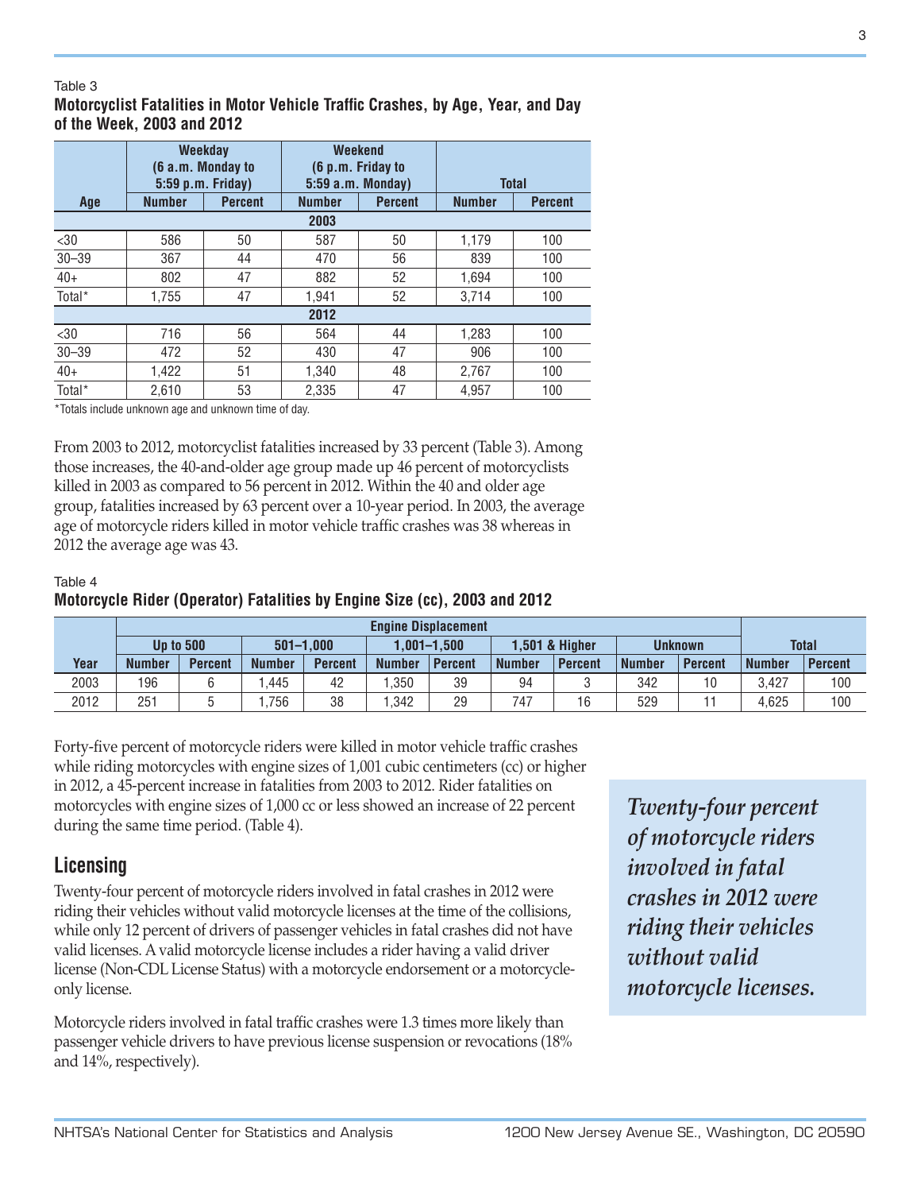Table 3

**Motorcyclist Fatalities in Motor Vehicle Traffic Crashes, by Age, Year, and Day of the Week, 2003 and 2012**

| Age | Weekday (6 a.m. Monday to 5:59 p.m. Friday) | | Weekend (6 p.m. Friday to 5:59 a.m. Monday) | | Total | |
|---|---|---|---|---|---|---|
| | Number | Percent | Number | Percent | Number | Percent |
| **2003** | | | | | | |
| <30 | 586 | 50 | 587 | 50 | 1,179 | 100 |
| 30–39 | 367 | 44 | 470 | 56 | 839 | 100 |
| 40+ | 802 | 47 | 882 | 52 | 1,694 | 100 |
| Total* | 1,755 | 47 | 1,941 | 52 | 3,714 | 100 |
| **2012** | | | | | | |
| <30 | 716 | 56 | 564 | 44 | 1,283 | 100 |
| 30–39 | 472 | 52 | 430 | 47 | 906 | 100 |
| 40+ | 1,422 | 51 | 1,340 | 48 | 2,767 | 100 |
| Total* | 2,610 | 53 | 2,335 | 47 | 4,957 | 100 |

*Totals include unknown age and unknown time of day.

From 2003 to 2012, motorcyclist fatalities increased by 33 percent (Table 3). Among those increases, the 40-and-older age group made up 46 percent of motorcyclists killed in 2003 as compared to 56 percent in 2012. Within the 40 and older age group, fatalities increased by 63 percent over a 10-year period. In 2003, the average age of motorcycle riders killed in motor vehicle traffic crashes was 38 whereas in 2012 the average age was 43.

Table 4

**Motorcycle Rider (Operator) Fatalities by Engine Size (cc), 2003 and 2012**

| Year | Engine Displacement | | | | | | | | | | Total | |
|---|---|---|---|---|---|---|---|---|---|---|---|---|
| | Up to 500 | | 501–1,000 | | 1,001–1,500 | | 1,501 & Higher | | Unknown | | | |
| | Number | Percent | Number | Percent | Number | Percent | Number | Percent | Number | Percent | Number | Percent |
| 2003 | 196 | 6 | 1,445 | 42 | 1,350 | 39 | 94 | 3 | 342 | 10 | 3,427 | 100 |
| 2012 | 251 | 5 | 1,756 | 38 | 1,342 | 29 | 747 | 16 | 529 | 11 | 4,625 | 100 |

Forty-five percent of motorcycle riders were killed in motor vehicle traffic crashes while riding motorcycles with engine sizes of 1,001 cubic centimeters (cc) or higher in 2012, a 45-percent increase in fatalities from 2003 to 2012. Rider fatalities on motorcycles with engine sizes of 1,000 cc or less showed an increase of 22 percent during the same time period. (Table 4).

## Licensing

Twenty-four percent of motorcycle riders involved in fatal crashes in 2012 were riding their vehicles without valid motorcycle licenses at the time of the collisions, while only 12 percent of drivers of passenger vehicles in fatal crashes did not have valid licenses. A valid motorcycle license includes a rider having a valid driver license (Non-CDL License Status) with a motorcycle endorsement or a motorcycle-only license.

Motorcycle riders involved in fatal traffic crashes were 1.3 times more likely than passenger vehicle drivers to have previous license suspension or revocations (18% and 14%, respectively).

*Twenty-four percent of motorcycle riders involved in fatal crashes in 2012 were riding their vehicles without valid motorcycle licenses.*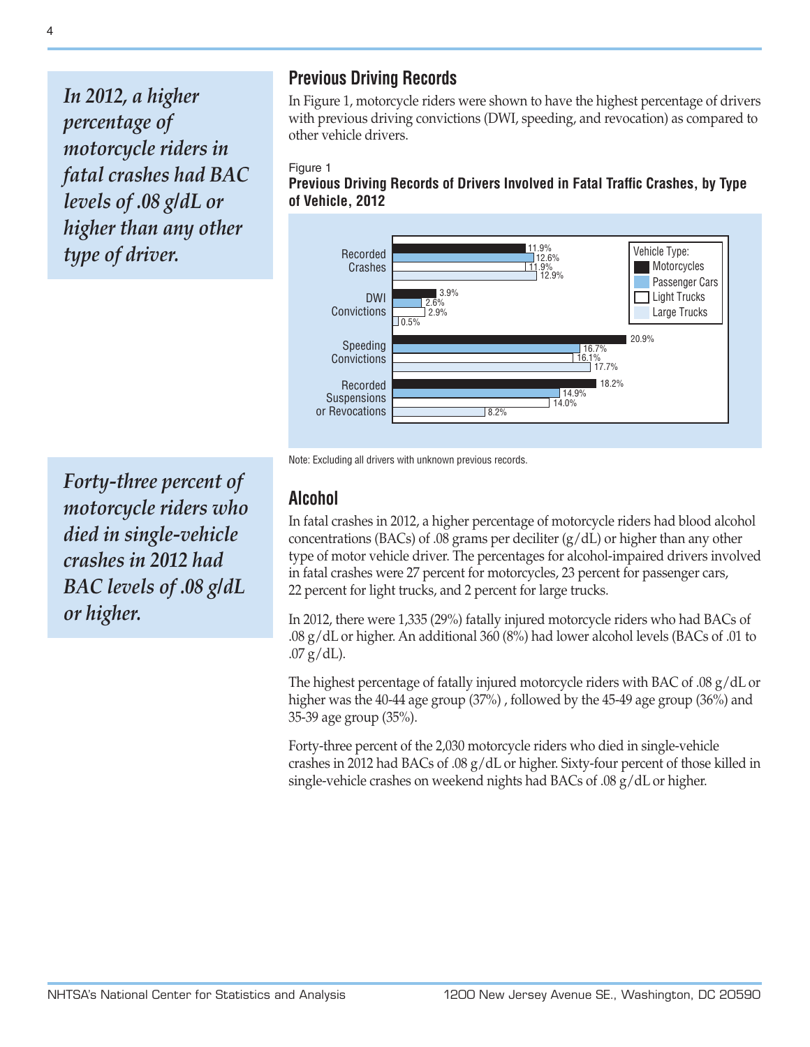*In 2012, a higher percentage of motorcycle riders in fatal crashes had BAC levels of .08 g/dL or higher than any other type of driver.*

## Previous Driving Records

In Figure 1, motorcycle riders were shown to have the highest percentage of drivers with previous driving convictions (DWI, speeding, and revocation) as compared to other vehicle drivers.

Figure 1
**Previous Driving Records of Drivers Involved in Fatal Traffic Crashes, by Type of Vehicle, 2012**

Vehicle Type:
Motorcycles
Passenger Cars
Light Trucks
Large Trucks

Recorded Crashes
11.9%
12.6%
11.9%
12.9%

DWI Convictions
3.9%
2.6%
2.9%
0.5%

Speeding Convictions
20.9%
16.7%
16.1%
17.7%

Recorded Suspensions or Revocations
18.2%
14.9%
14.0%
8.2%

Note: Excluding all drivers with unknown previous records.

*Forty-three percent of motorcycle riders who died in single-vehicle crashes in 2012 had BAC levels of .08 g/dL or higher.*

## Alcohol

In fatal crashes in 2012, a higher percentage of motorcycle riders had blood alcohol concentrations (BACs) of .08 grams per deciliter (g/dL) or higher than any other type of motor vehicle driver. The percentages for alcohol-impaired drivers involved in fatal crashes were 27 percent for motorcycles, 23 percent for passenger cars, 22 percent for light trucks, and 2 percent for large trucks.

In 2012, there were 1,335 (29%) fatally injured motorcycle riders who had BACs of .08 g/dL or higher. An additional 360 (8%) had lower alcohol levels (BACs of .01 to .07 g/dL).

The highest percentage of fatally injured motorcycle riders with BAC of .08 g/dL or higher was the 40-44 age group (37%) , followed by the 45-49 age group (36%) and 35-39 age group (35%).

Forty-three percent of the 2,030 motorcycle riders who died in single-vehicle crashes in 2012 had BACs of .08 g/dL or higher. Sixty-four percent of those killed in single-vehicle crashes on weekend nights had BACs of .08 g/dL or higher.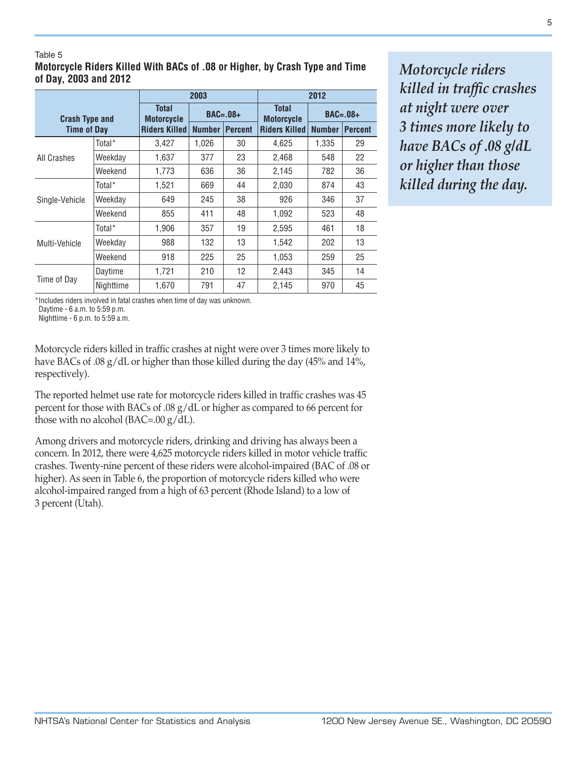Table 5

**Motorcycle Riders Killed With BACs of .08 or Higher, by Crash Type and Time of Day, 2003 and 2012**

| Crash Type and Time of Day | | 2003 | | | 2012 | | |
|---|---|---|---|---|---|---|---|
| | | Total Motorcycle Riders Killed | BAC=.08+ | | Total Motorcycle Riders Killed | BAC=.08+ | |
| | | | Number | Percent | | Number | Percent |
| All Crashes | Total* | 3,427 | 1,026 | 30 | 4,625 | 1,335 | 29 |
| | Weekday | 1,637 | 377 | 23 | 2,468 | 548 | 22 |
| | Weekend | 1,773 | 636 | 36 | 2,145 | 782 | 36 |
| Single-Vehicle | Total* | 1,521 | 669 | 44 | 2,030 | 874 | 43 |
| | Weekday | 649 | 245 | 38 | 926 | 346 | 37 |
| | Weekend | 855 | 411 | 48 | 1,092 | 523 | 48 |
| Multi-Vehicle | Total* | 1,906 | 357 | 19 | 2,595 | 461 | 18 |
| | Weekday | 988 | 132 | 13 | 1,542 | 202 | 13 |
| | Weekend | 918 | 225 | 25 | 1,053 | 259 | 25 |
| Time of Day | Daytime | 1,721 | 210 | 12 | 2,443 | 345 | 14 |
| | Nighttime | 1,670 | 791 | 47 | 2,145 | 970 | 45 |

*Includes riders involved in fatal crashes when time of day was unknown.
Daytime - 6 a.m. to 5:59 p.m.
Nighttime - 6 p.m. to 5:59 a.m.

*Motorcycle riders killed in traffic crashes at night were over 3 times more likely to have BACs of .08 g/dL or higher than those killed during the day.*

Motorcycle riders killed in traffic crashes at night were over 3 times more likely to have BACs of .08 g/dL or higher than those killed during the day (45% and 14%, respectively).

The reported helmet use rate for motorcycle riders killed in traffic crashes was 45 percent for those with BACs of .08 g/dL or higher as compared to 66 percent for those with no alcohol (BAC=.00 g/dL).

Among drivers and motorcycle riders, drinking and driving has always been a concern. In 2012, there were 4,625 motorcycle riders killed in motor vehicle traffic crashes. Twenty-nine percent of these riders were alcohol-impaired (BAC of .08 or higher). As seen in Table 6, the proportion of motorcycle riders killed who were alcohol-impaired ranged from a high of 63 percent (Rhode Island) to a low of 3 percent (Utah).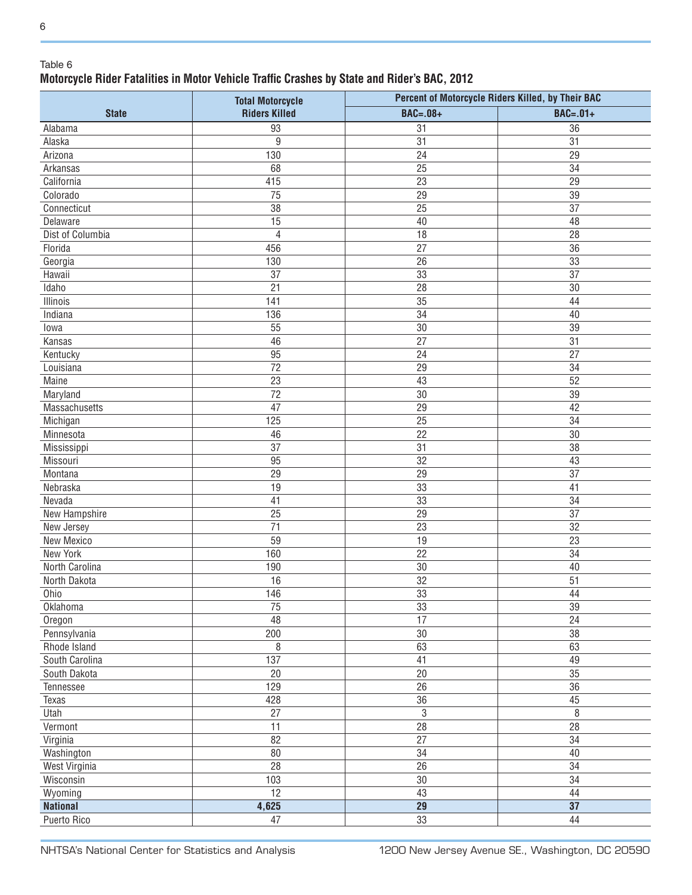Table 6

**Motorcycle Rider Fatalities in Motor Vehicle Traffic Crashes by State and Rider's BAC, 2012**

| State | Total Motorcycle Riders Killed | Percent of Motorcycle Riders Killed, by Their BAC | |
|---|---|---|---|
| | | BAC=.08+ | BAC=.01+ |
| Alabama | 93 | 31 | 36 |
| Alaska | 9 | 31 | 31 |
| Arizona | 130 | 24 | 29 |
| Arkansas | 68 | 25 | 34 |
| California | 415 | 23 | 29 |
| Colorado | 75 | 29 | 39 |
| Connecticut | 38 | 25 | 37 |
| Delaware | 15 | 40 | 48 |
| Dist of Columbia | 4 | 18 | 28 |
| Florida | 456 | 27 | 36 |
| Georgia | 130 | 26 | 33 |
| Hawaii | 37 | 33 | 37 |
| Idaho | 21 | 28 | 30 |
| Illinois | 141 | 35 | 44 |
| Indiana | 136 | 34 | 40 |
| Iowa | 55 | 30 | 39 |
| Kansas | 46 | 27 | 31 |
| Kentucky | 95 | 24 | 27 |
| Louisiana | 72 | 29 | 34 |
| Maine | 23 | 43 | 52 |
| Maryland | 72 | 30 | 39 |
| Massachusetts | 47 | 29 | 42 |
| Michigan | 125 | 25 | 34 |
| Minnesota | 46 | 22 | 30 |
| Mississippi | 37 | 31 | 38 |
| Missouri | 95 | 32 | 43 |
| Montana | 29 | 29 | 37 |
| Nebraska | 19 | 33 | 41 |
| Nevada | 41 | 33 | 34 |
| New Hampshire | 25 | 29 | 37 |
| New Jersey | 71 | 23 | 32 |
| New Mexico | 59 | 19 | 23 |
| New York | 160 | 22 | 34 |
| North Carolina | 190 | 30 | 40 |
| North Dakota | 16 | 32 | 51 |
| Ohio | 146 | 33 | 44 |
| Oklahoma | 75 | 33 | 39 |
| Oregon | 48 | 17 | 24 |
| Pennsylvania | 200 | 30 | 38 |
| Rhode Island | 8 | 63 | 63 |
| South Carolina | 137 | 41 | 49 |
| South Dakota | 20 | 20 | 35 |
| Tennessee | 129 | 26 | 36 |
| Texas | 428 | 36 | 45 |
| Utah | 27 | 3 | 8 |
| Vermont | 11 | 28 | 28 |
| Virginia | 82 | 27 | 34 |
| Washington | 80 | 34 | 40 |
| West Virginia | 28 | 26 | 34 |
| Wisconsin | 103 | 30 | 34 |
| Wyoming | 12 | 43 | 44 |
| **National** | **4,625** | **29** | **37** |
| Puerto Rico | 47 | 33 | 44 |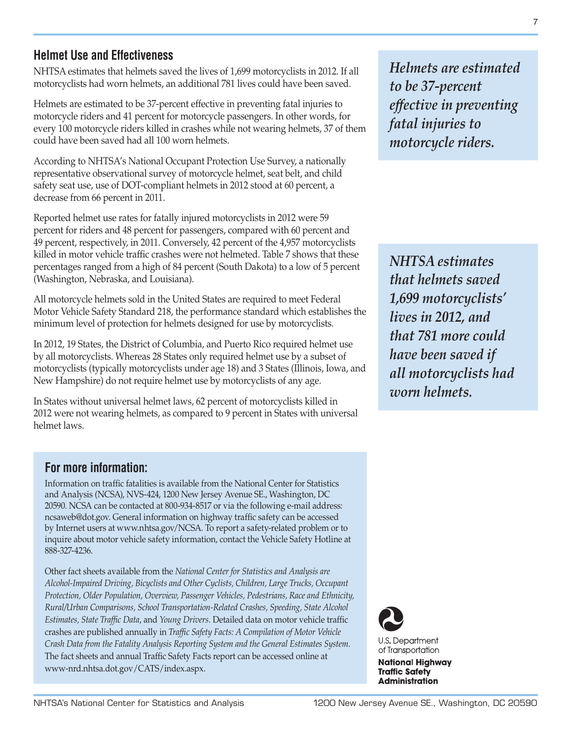## Helmet Use and Effectiveness

NHTSA estimates that helmets saved the lives of 1,699 motorcyclists in 2012. If all motorcyclists had worn helmets, an additional 781 lives could have been saved.

Helmets are estimated to be 37-percent effective in preventing fatal injuries to motorcycle riders and 41 percent for motorcycle passengers. In other words, for every 100 motorcycle riders killed in crashes while not wearing helmets, 37 of them could have been saved had all 100 worn helmets.

According to NHTSA's National Occupant Protection Use Survey, a nationally representative observational survey of motorcycle helmet, seat belt, and child safety seat use, use of DOT-compliant helmets in 2012 stood at 60 percent, a decrease from 66 percent in 2011.

Reported helmet use rates for fatally injured motorcyclists in 2012 were 59 percent for riders and 48 percent for passengers, compared with 60 percent and 49 percent, respectively, in 2011. Conversely, 42 percent of the 4,957 motorcyclists killed in motor vehicle traffic crashes were not helmeted. Table 7 shows that these percentages ranged from a high of 84 percent (South Dakota) to a low of 5 percent (Washington, Nebraska, and Louisiana).

All motorcycle helmets sold in the United States are required to meet Federal Motor Vehicle Safety Standard 218, the performance standard which establishes the minimum level of protection for helmets designed for use by motorcyclists.

In 2012, 19 States, the District of Columbia, and Puerto Rico required helmet use by all motorcyclists. Whereas 28 States only required helmet use by a subset of motorcyclists (typically motorcyclists under age 18) and 3 States (Illinois, Iowa, and New Hampshire) do not require helmet use by motorcyclists of any age.

In States without universal helmet laws, 62 percent of motorcyclists killed in 2012 were not wearing helmets, as compared to 9 percent in States with universal helmet laws.

***Helmets are estimated to be 37-percent effective in preventing fatal injuries to motorcycle riders.***

***NHTSA estimates that helmets saved 1,699 motorcyclists' lives in 2012, and that 781 more could have been saved if all motorcyclists had worn helmets.***

## For more information:

Information on traffic fatalities is available from the National Center for Statistics and Analysis (NCSA), NVS-424, 1200 New Jersey Avenue SE., Washington, DC 20590. NCSA can be contacted at 800-934-8517 or via the following e-mail address: ncsaweb@dot.gov. General information on highway traffic safety can be accessed by Internet users at www.nhtsa.gov/NCSA. To report a safety-related problem or to inquire about motor vehicle safety information, contact the Vehicle Safety Hotline at 888-327-4236.

Other fact sheets available from the *National Center for Statistics and Analysis are Alcohol-Impaired Driving, Bicyclists and Other Cyclists, Children, Large Trucks, Occupant Protection, Older Population, Overview, Passenger Vehicles, Pedestrians, Race and Ethnicity, Rural/Urban Comparisons, School Transportation-Related Crashes, Speeding, State Alcohol Estimates, State Traffic Data*, and *Young Drivers*. Detailed data on motor vehicle traffic crashes are published annually in *Traffic Safety Facts: A Compilation of Motor Vehicle Crash Data from the Fatality Analysis Reporting System and the General Estimates System*. The fact sheets and annual Traffic Safety Facts report can be accessed online at www-nrd.nhtsa.dot.gov/CATS/index.aspx.

U.S. Department of Transportation

**National Highway Traffic Safety Administration**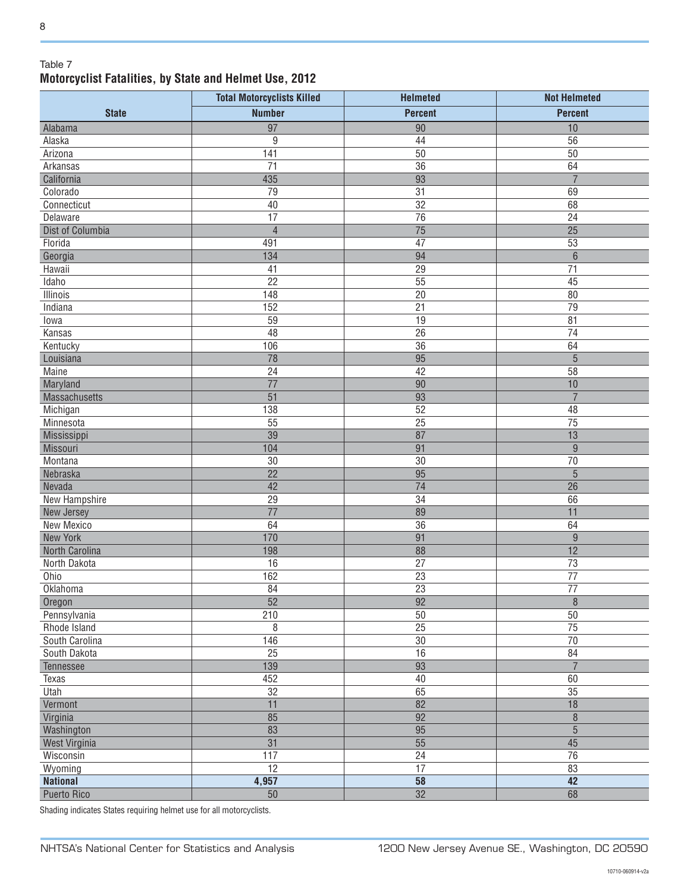Table 7
## Motorcyclist Fatalities, by State and Helmet Use, 2012

| | Total Motorcyclists Killed | Helmeted | Not Helmeted |
|---|---|---|---|
| **State** | **Number** | **Percent** | **Percent** |
| Alabama | 97 | 90 | 10 |
| Alaska | 9 | 44 | 56 |
| Arizona | 141 | 50 | 50 |
| Arkansas | 71 | 36 | 64 |
| California | 435 | 93 | 7 |
| Colorado | 79 | 31 | 69 |
| Connecticut | 40 | 32 | 68 |
| Delaware | 17 | 76 | 24 |
| Dist of Columbia | 4 | 75 | 25 |
| Florida | 491 | 47 | 53 |
| Georgia | 134 | 94 | 6 |
| Hawaii | 41 | 29 | 71 |
| Idaho | 22 | 55 | 45 |
| Illinois | 148 | 20 | 80 |
| Indiana | 152 | 21 | 79 |
| Iowa | 59 | 19 | 81 |
| Kansas | 48 | 26 | 74 |
| Kentucky | 106 | 36 | 64 |
| Louisiana | 78 | 95 | 5 |
| Maine | 24 | 42 | 58 |
| Maryland | 77 | 90 | 10 |
| Massachusetts | 51 | 93 | 7 |
| Michigan | 138 | 52 | 48 |
| Minnesota | 55 | 25 | 75 |
| Mississippi | 39 | 87 | 13 |
| Missouri | 104 | 91 | 9 |
| Montana | 30 | 30 | 70 |
| Nebraska | 22 | 95 | 5 |
| Nevada | 42 | 74 | 26 |
| New Hampshire | 29 | 34 | 66 |
| New Jersey | 77 | 89 | 11 |
| New Mexico | 64 | 36 | 64 |
| New York | 170 | 91 | 9 |
| North Carolina | 198 | 88 | 12 |
| North Dakota | 16 | 27 | 73 |
| Ohio | 162 | 23 | 77 |
| Oklahoma | 84 | 23 | 77 |
| Oregon | 52 | 92 | 8 |
| Pennsylvania | 210 | 50 | 50 |
| Rhode Island | 8 | 25 | 75 |
| South Carolina | 146 | 30 | 70 |
| South Dakota | 25 | 16 | 84 |
| Tennessee | 139 | 93 | 7 |
| Texas | 452 | 40 | 60 |
| Utah | 32 | 65 | 35 |
| Vermont | 11 | 82 | 18 |
| Virginia | 85 | 92 | 8 |
| Washington | 83 | 95 | 5 |
| West Virginia | 31 | 55 | 45 |
| Wisconsin | 117 | 24 | 76 |
| Wyoming | 12 | 17 | 83 |
| **National** | **4,957** | **58** | **42** |
| Puerto Rico | 50 | 32 | 68 |

Shading indicates States requiring helmet use for all motorcyclists.

NHTSA's National Center for Statistics and Analysis    1200 New Jersey Avenue SE., Washington, DC 20590

10710-060914-v2a